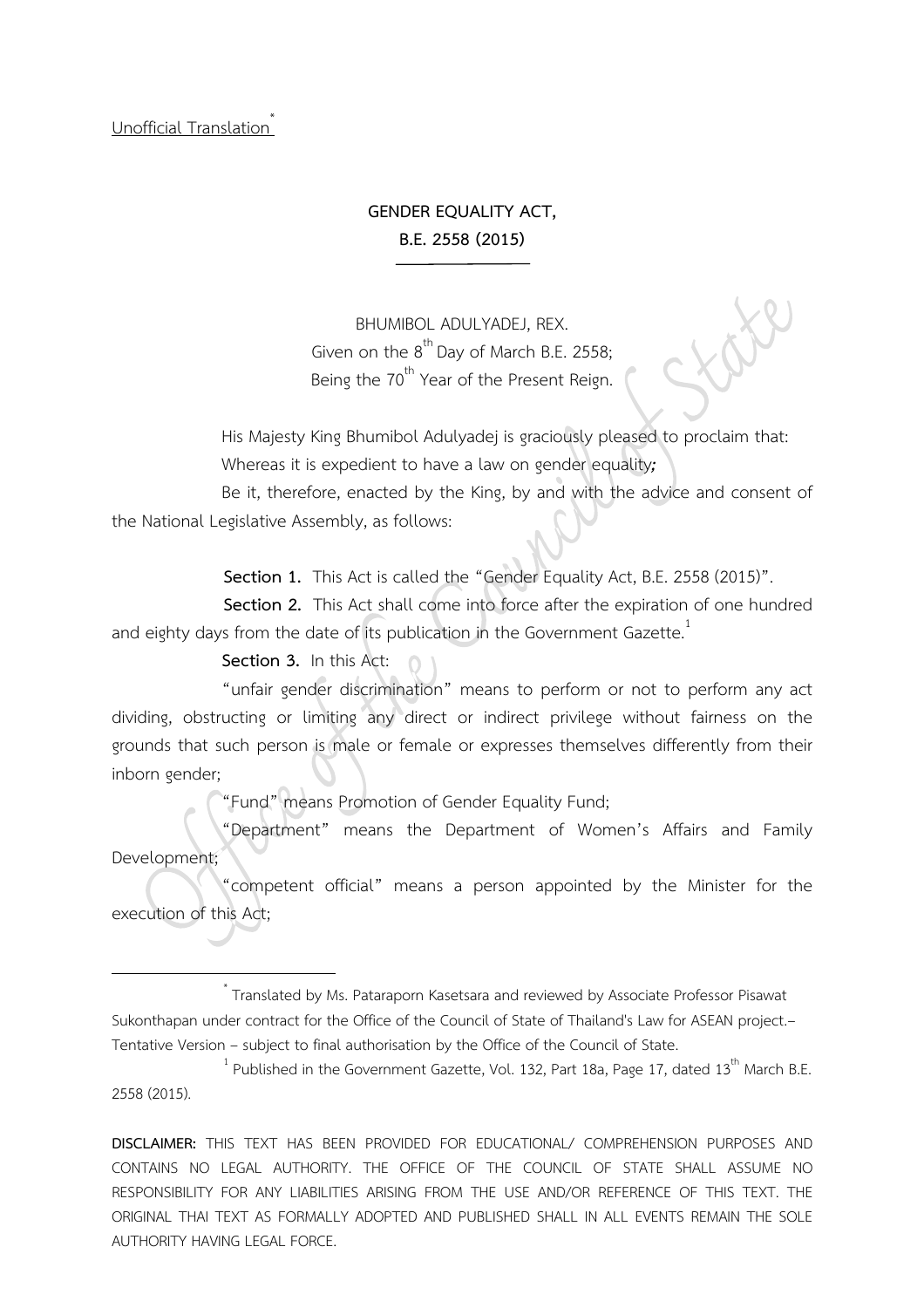Unofficial Translation[*]

# GENDER EQUALITY ACT,
# B.E. 2558 (2015)

BHUMIBOL ADULYADEJ, REX.
Given on the 8th Day of March B.E. 2558;
Being the 70th Year of the Present Reign.

His Majesty King Bhumibol Adulyadej is graciously pleased to proclaim that:

Whereas it is expedient to have a law on gender equality;

Be it, therefore, enacted by the King, by and with the advice and consent of the National Legislative Assembly, as follows:

**Section 1.** This Act is called the "Gender Equality Act, B.E. 2558 (2015)".

**Section 2.** This Act shall come into force after the expiration of one hundred and eighty days from the date of its publication in the Government Gazette.[1]

**Section 3.** In this Act:

"unfair gender discrimination" means to perform or not to perform any act dividing, obstructing or limiting any direct or indirect privilege without fairness on the grounds that such person is male or female or expresses themselves differently from their inborn gender;

"Fund" means Promotion of Gender Equality Fund;

"Department" means the Department of Women's Affairs and Family Development;

"competent official" means a person appointed by the Minister for the execution of this Act;

---

[*] Translated by Ms. Pataraporn Kasetsara and reviewed by Associate Professor Pisawat Sukonthapan under contract for the Office of the Council of State of Thailand's Law for ASEAN project.– Tentative Version – subject to final authorisation by the Office of the Council of State.

[1] Published in the Government Gazette, Vol. 132, Part 18a, Page 17, dated 13th March B.E. 2558 (2015).

**DISCLAIMER:** THIS TEXT HAS BEEN PROVIDED FOR EDUCATIONAL/ COMPREHENSION PURPOSES AND CONTAINS NO LEGAL AUTHORITY. THE OFFICE OF THE COUNCIL OF STATE SHALL ASSUME NO RESPONSIBILITY FOR ANY LIABILITIES ARISING FROM THE USE AND/OR REFERENCE OF THIS TEXT. THE ORIGINAL THAI TEXT AS FORMALLY ADOPTED AND PUBLISHED SHALL IN ALL EVENTS REMAIN THE SOLE AUTHORITY HAVING LEGAL FORCE.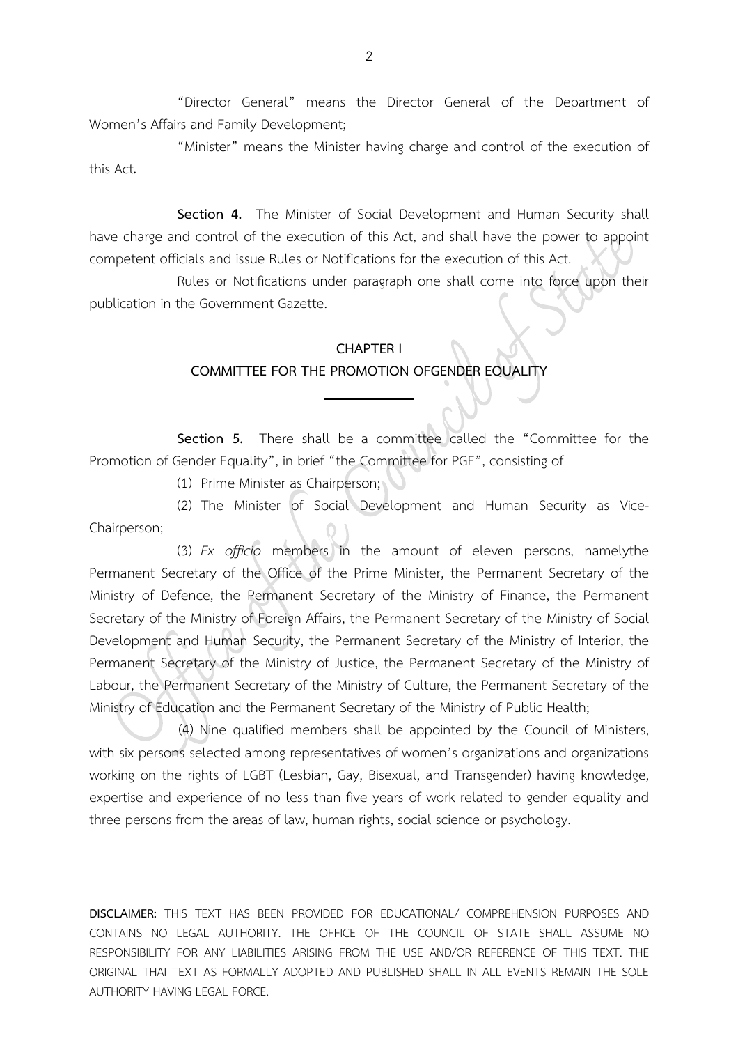"Director General" means the Director General of the Department of Women's Affairs and Family Development;

"Minister" means the Minister having charge and control of the execution of this Act.

**Section 4.** The Minister of Social Development and Human Security shall have charge and control of the execution of this Act, and shall have the power to appoint competent officials and issue Rules or Notifications for the execution of this Act.

Rules or Notifications under paragraph one shall come into force upon their publication in the Government Gazette.

## CHAPTER I
## COMMITTEE FOR THE PROMOTION OFGENDER EQUALITY

**Section 5.** There shall be a committee called the "Committee for the Promotion of Gender Equality", in brief "the Committee for PGE", consisting of

(1) Prime Minister as Chairperson;

(2) The Minister of Social Development and Human Security as Vice-Chairperson;

(3) *Ex officio* members in the amount of eleven persons, namelythe Permanent Secretary of the Office of the Prime Minister, the Permanent Secretary of the Ministry of Defence, the Permanent Secretary of the Ministry of Finance, the Permanent Secretary of the Ministry of Foreign Affairs, the Permanent Secretary of the Ministry of Social Development and Human Security, the Permanent Secretary of the Ministry of Interior, the Permanent Secretary of the Ministry of Justice, the Permanent Secretary of the Ministry of Labour, the Permanent Secretary of the Ministry of Culture, the Permanent Secretary of the Ministry of Education and the Permanent Secretary of the Ministry of Public Health;

(4) Nine qualified members shall be appointed by the Council of Ministers, with six persons selected among representatives of women's organizations and organizations working on the rights of LGBT (Lesbian, Gay, Bisexual, and Transgender) having knowledge, expertise and experience of no less than five years of work related to gender equality and three persons from the areas of law, human rights, social science or psychology.

**DISCLAIMER:** THIS TEXT HAS BEEN PROVIDED FOR EDUCATIONAL/ COMPREHENSION PURPOSES AND CONTAINS NO LEGAL AUTHORITY. THE OFFICE OF THE COUNCIL OF STATE SHALL ASSUME NO RESPONSIBILITY FOR ANY LIABILITIES ARISING FROM THE USE AND/OR REFERENCE OF THIS TEXT. THE ORIGINAL THAI TEXT AS FORMALLY ADOPTED AND PUBLISHED SHALL IN ALL EVENTS REMAIN THE SOLE AUTHORITY HAVING LEGAL FORCE.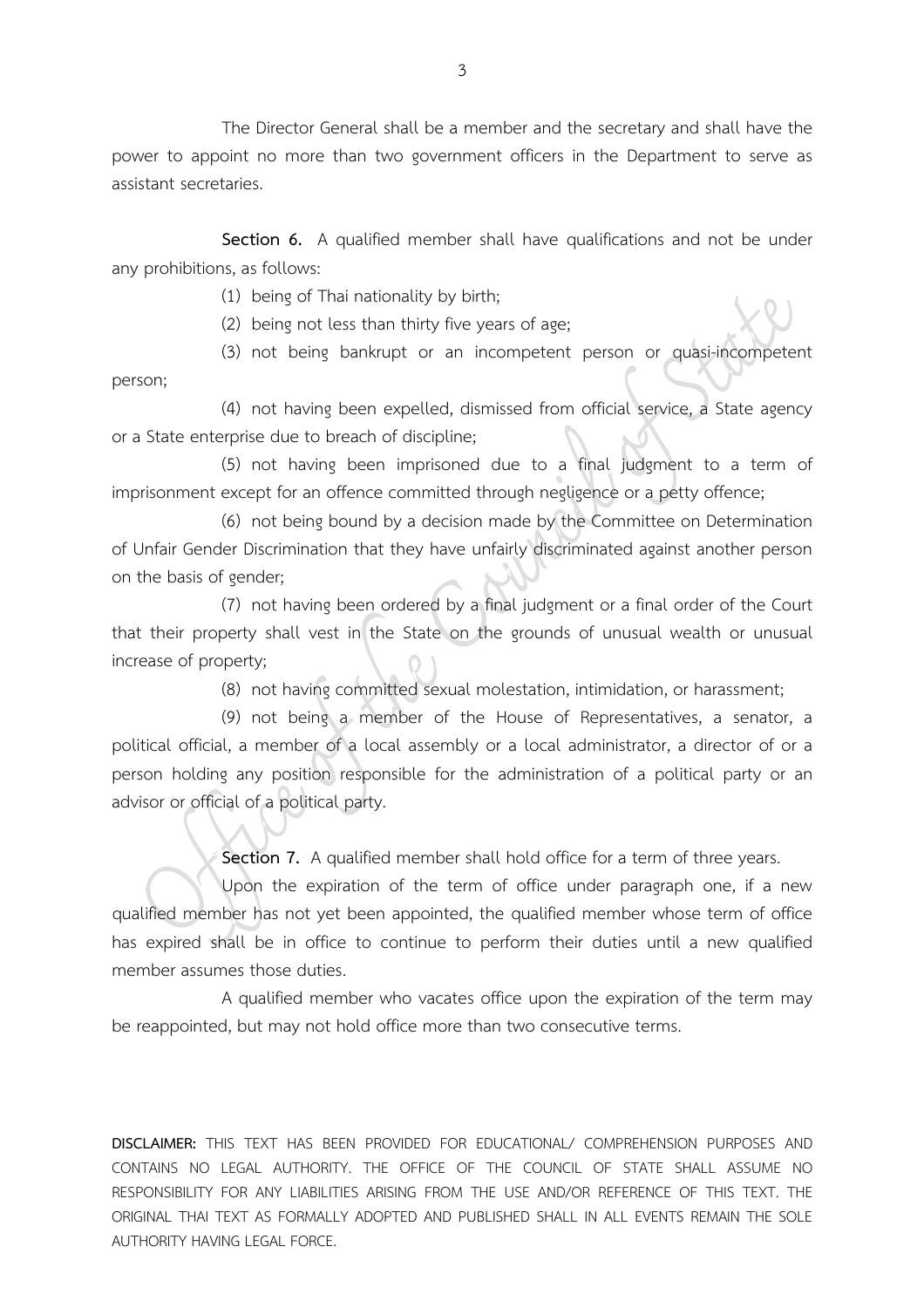The Director General shall be a member and the secretary and shall have the power to appoint no more than two government officers in the Department to serve as assistant secretaries.

**Section 6.** A qualified member shall have qualifications and not be under any prohibitions, as follows:

(1) being of Thai nationality by birth;

(2) being not less than thirty five years of age;

(3) not being bankrupt or an incompetent person or quasi-incompetent person;

(4) not having been expelled, dismissed from official service, a State agency or a State enterprise due to breach of discipline;

(5) not having been imprisoned due to a final judgment to a term of imprisonment except for an offence committed through negligence or a petty offence;

(6) not being bound by a decision made by the Committee on Determination of Unfair Gender Discrimination that they have unfairly discriminated against another person on the basis of gender;

(7) not having been ordered by a final judgment or a final order of the Court that their property shall vest in the State on the grounds of unusual wealth or unusual increase of property;

(8) not having committed sexual molestation, intimidation, or harassment;

(9) not being a member of the House of Representatives, a senator, a political official, a member of a local assembly or a local administrator, a director of or a person holding any position responsible for the administration of a political party or an advisor or official of a political party.

**Section 7.** A qualified member shall hold office for a term of three years.

Upon the expiration of the term of office under paragraph one, if a new qualified member has not yet been appointed, the qualified member whose term of office has expired shall be in office to continue to perform their duties until a new qualified member assumes those duties.

A qualified member who vacates office upon the expiration of the term may be reappointed, but may not hold office more than two consecutive terms.

**DISCLAIMER:** THIS TEXT HAS BEEN PROVIDED FOR EDUCATIONAL/ COMPREHENSION PURPOSES AND CONTAINS NO LEGAL AUTHORITY. THE OFFICE OF THE COUNCIL OF STATE SHALL ASSUME NO RESPONSIBILITY FOR ANY LIABILITIES ARISING FROM THE USE AND/OR REFERENCE OF THIS TEXT. THE ORIGINAL THAI TEXT AS FORMALLY ADOPTED AND PUBLISHED SHALL IN ALL EVENTS REMAIN THE SOLE AUTHORITY HAVING LEGAL FORCE.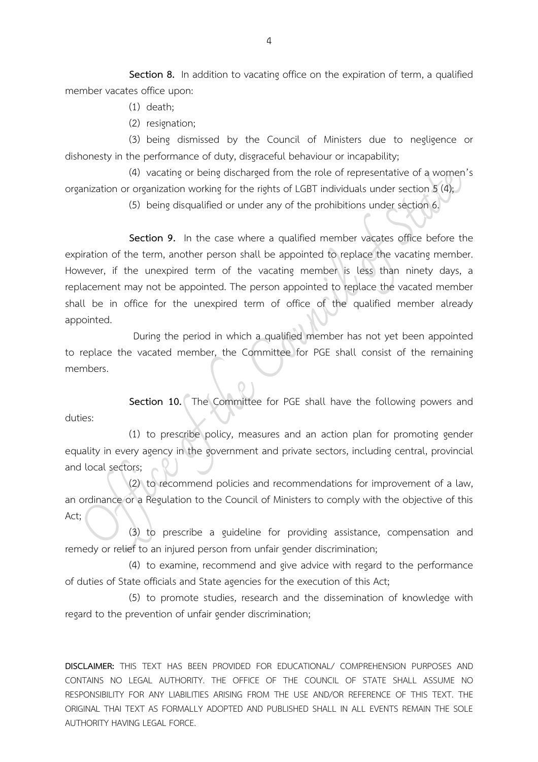**Section 8.** In addition to vacating office on the expiration of term, a qualified member vacates office upon:

(1) death;

(2) resignation;

(3) being dismissed by the Council of Ministers due to negligence or dishonesty in the performance of duty, disgraceful behaviour or incapability;

(4) vacating or being discharged from the role of representative of a women's organization or organization working for the rights of LGBT individuals under section 5 (4);

(5) being disqualified or under any of the prohibitions under section 6.

**Section 9.** In the case where a qualified member vacates office before the expiration of the term, another person shall be appointed to replace the vacating member. However, if the unexpired term of the vacating member is less than ninety days, a replacement may not be appointed. The person appointed to replace the vacated member shall be in office for the unexpired term of office of the qualified member already appointed.

During the period in which a qualified member has not yet been appointed to replace the vacated member, the Committee for PGE shall consist of the remaining members.

**Section 10.** The Committee for PGE shall have the following powers and duties:

(1) to prescribe policy, measures and an action plan for promoting gender equality in every agency in the government and private sectors, including central, provincial and local sectors;

(2) to recommend policies and recommendations for improvement of a law, an ordinance or a Regulation to the Council of Ministers to comply with the objective of this Act;

(3) to prescribe a guideline for providing assistance, compensation and remedy or relief to an injured person from unfair gender discrimination;

(4) to examine, recommend and give advice with regard to the performance of duties of State officials and State agencies for the execution of this Act;

(5) to promote studies, research and the dissemination of knowledge with regard to the prevention of unfair gender discrimination;

**DISCLAIMER:** THIS TEXT HAS BEEN PROVIDED FOR EDUCATIONAL/ COMPREHENSION PURPOSES AND CONTAINS NO LEGAL AUTHORITY. THE OFFICE OF THE COUNCIL OF STATE SHALL ASSUME NO RESPONSIBILITY FOR ANY LIABILITIES ARISING FROM THE USE AND/OR REFERENCE OF THIS TEXT. THE ORIGINAL THAI TEXT AS FORMALLY ADOPTED AND PUBLISHED SHALL IN ALL EVENTS REMAIN THE SOLE AUTHORITY HAVING LEGAL FORCE.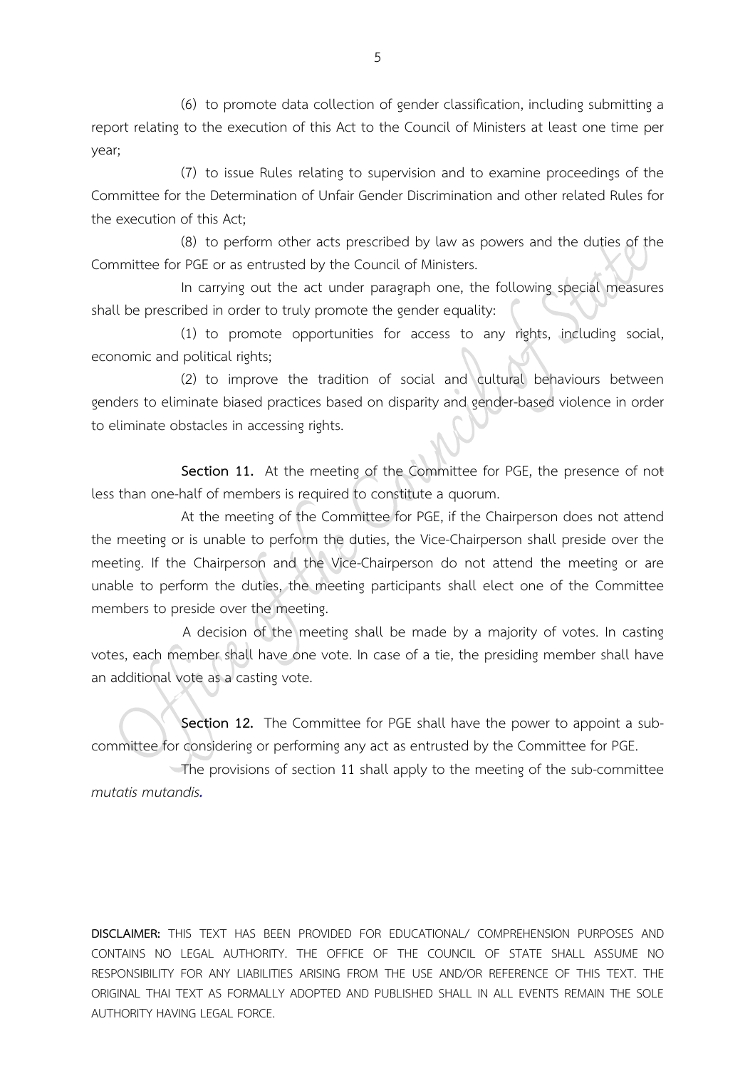(6) to promote data collection of gender classification, including submitting a report relating to the execution of this Act to the Council of Ministers at least one time per year;

(7) to issue Rules relating to supervision and to examine proceedings of the Committee for the Determination of Unfair Gender Discrimination and other related Rules for the execution of this Act;

(8) to perform other acts prescribed by law as powers and the duties of the Committee for PGE or as entrusted by the Council of Ministers.

In carrying out the act under paragraph one, the following special measures shall be prescribed in order to truly promote the gender equality:

(1) to promote opportunities for access to any rights, including social, economic and political rights;

(2) to improve the tradition of social and cultural behaviours between genders to eliminate biased practices based on disparity and gender-based violence in order to eliminate obstacles in accessing rights.

**Section 11.** At the meeting of the Committee for PGE, the presence of not less than one-half of members is required to constitute a quorum.

At the meeting of the Committee for PGE, if the Chairperson does not attend the meeting or is unable to perform the duties, the Vice-Chairperson shall preside over the meeting. If the Chairperson and the Vice-Chairperson do not attend the meeting or are unable to perform the duties, the meeting participants shall elect one of the Committee members to preside over the meeting.

A decision of the meeting shall be made by a majority of votes. In casting votes, each member shall have one vote. In case of a tie, the presiding member shall have an additional vote as a casting vote.

**Section 12.** The Committee for PGE shall have the power to appoint a sub-committee for considering or performing any act as entrusted by the Committee for PGE.

The provisions of section 11 shall apply to the meeting of the sub-committee *mutatis mutandis*.

**DISCLAIMER:** THIS TEXT HAS BEEN PROVIDED FOR EDUCATIONAL/ COMPREHENSION PURPOSES AND CONTAINS NO LEGAL AUTHORITY. THE OFFICE OF THE COUNCIL OF STATE SHALL ASSUME NO RESPONSIBILITY FOR ANY LIABILITIES ARISING FROM THE USE AND/OR REFERENCE OF THIS TEXT. THE ORIGINAL THAI TEXT AS FORMALLY ADOPTED AND PUBLISHED SHALL IN ALL EVENTS REMAIN THE SOLE AUTHORITY HAVING LEGAL FORCE.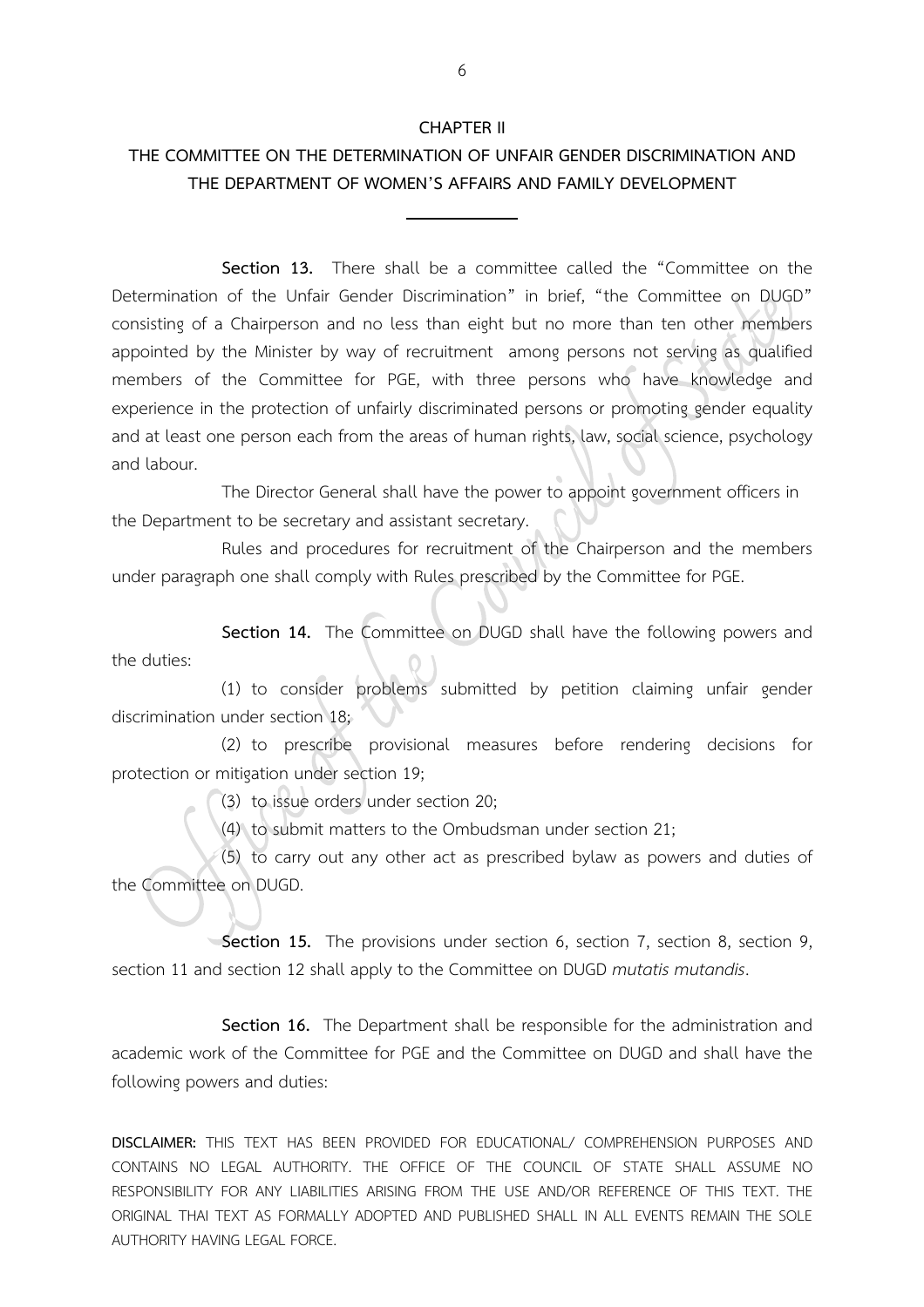## CHAPTER II

## THE COMMITTEE ON THE DETERMINATION OF UNFAIR GENDER DISCRIMINATION AND THE DEPARTMENT OF WOMEN'S AFFAIRS AND FAMILY DEVELOPMENT

---

**Section 13.** There shall be a committee called the "Committee on the Determination of the Unfair Gender Discrimination" in brief, "the Committee on DUGD" consisting of a Chairperson and no less than eight but no more than ten other members appointed by the Minister by way of recruitment among persons not serving as qualified members of the Committee for PGE, with three persons who have knowledge and experience in the protection of unfairly discriminated persons or promoting gender equality and at least one person each from the areas of human rights, law, social science, psychology and labour.

The Director General shall have the power to appoint government officers in the Department to be secretary and assistant secretary.

Rules and procedures for recruitment of the Chairperson and the members under paragraph one shall comply with Rules prescribed by the Committee for PGE.

**Section 14.** The Committee on DUGD shall have the following powers and the duties:

(1) to consider problems submitted by petition claiming unfair gender discrimination under section 18;

(2) to prescribe provisional measures before rendering decisions for protection or mitigation under section 19;

(3) to issue orders under section 20;

(4) to submit matters to the Ombudsman under section 21;

(5) to carry out any other act as prescribed bylaw as powers and duties of the Committee on DUGD.

**Section 15.** The provisions under section 6, section 7, section 8, section 9, section 11 and section 12 shall apply to the Committee on DUGD *mutatis mutandis*.

**Section 16.** The Department shall be responsible for the administration and academic work of the Committee for PGE and the Committee on DUGD and shall have the following powers and duties:

**DISCLAIMER:** THIS TEXT HAS BEEN PROVIDED FOR EDUCATIONAL/ COMPREHENSION PURPOSES AND CONTAINS NO LEGAL AUTHORITY. THE OFFICE OF THE COUNCIL OF STATE SHALL ASSUME NO RESPONSIBILITY FOR ANY LIABILITIES ARISING FROM THE USE AND/OR REFERENCE OF THIS TEXT. THE ORIGINAL THAI TEXT AS FORMALLY ADOPTED AND PUBLISHED SHALL IN ALL EVENTS REMAIN THE SOLE AUTHORITY HAVING LEGAL FORCE.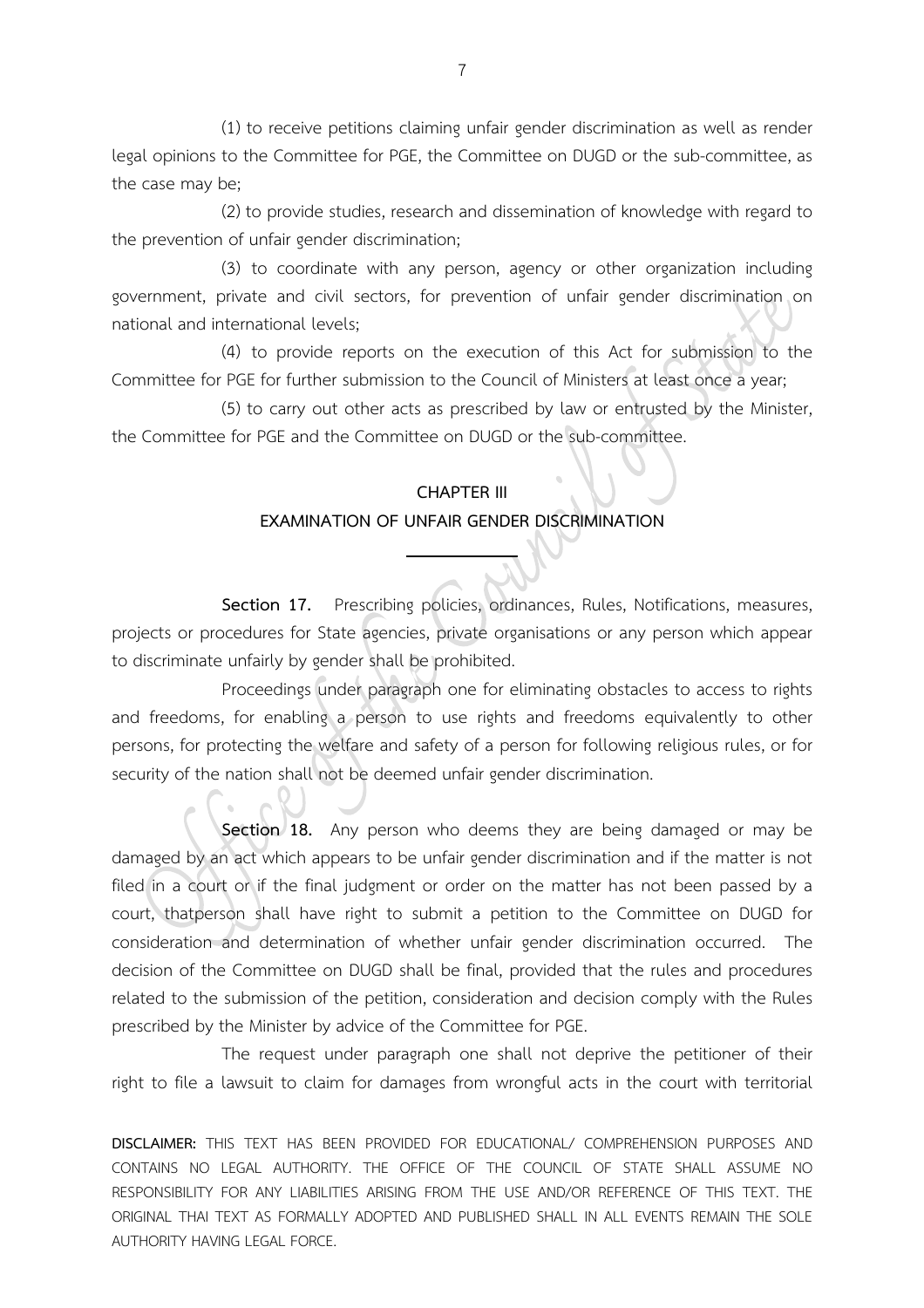(1) to receive petitions claiming unfair gender discrimination as well as render legal opinions to the Committee for PGE, the Committee on DUGD or the sub-committee, as the case may be;

(2) to provide studies, research and dissemination of knowledge with regard to the prevention of unfair gender discrimination;

(3) to coordinate with any person, agency or other organization including government, private and civil sectors, for prevention of unfair gender discrimination on national and international levels;

(4) to provide reports on the execution of this Act for submission to the Committee for PGE for further submission to the Council of Ministers at least once a year;

(5) to carry out other acts as prescribed by law or entrusted by the Minister, the Committee for PGE and the Committee on DUGD or the sub-committee.

## CHAPTER III
## EXAMINATION OF UNFAIR GENDER DISCRIMINATION

---

**Section 17.** Prescribing policies, ordinances, Rules, Notifications, measures, projects or procedures for State agencies, private organisations or any person which appear to discriminate unfairly by gender shall be prohibited.

Proceedings under paragraph one for eliminating obstacles to access to rights and freedoms, for enabling a person to use rights and freedoms equivalently to other persons, for protecting the welfare and safety of a person for following religious rules, or for security of the nation shall not be deemed unfair gender discrimination.

**Section 18.** Any person who deems they are being damaged or may be damaged by an act which appears to be unfair gender discrimination and if the matter is not filed in a court or if the final judgment or order on the matter has not been passed by a court, thatperson shall have right to submit a petition to the Committee on DUGD for consideration and determination of whether unfair gender discrimination occurred. The decision of the Committee on DUGD shall be final, provided that the rules and procedures related to the submission of the petition, consideration and decision comply with the Rules prescribed by the Minister by advice of the Committee for PGE.

The request under paragraph one shall not deprive the petitioner of their right to file a lawsuit to claim for damages from wrongful acts in the court with territorial

**DISCLAIMER:** THIS TEXT HAS BEEN PROVIDED FOR EDUCATIONAL/ COMPREHENSION PURPOSES AND CONTAINS NO LEGAL AUTHORITY. THE OFFICE OF THE COUNCIL OF STATE SHALL ASSUME NO RESPONSIBILITY FOR ANY LIABILITIES ARISING FROM THE USE AND/OR REFERENCE OF THIS TEXT. THE ORIGINAL THAI TEXT AS FORMALLY ADOPTED AND PUBLISHED SHALL IN ALL EVENTS REMAIN THE SOLE AUTHORITY HAVING LEGAL FORCE.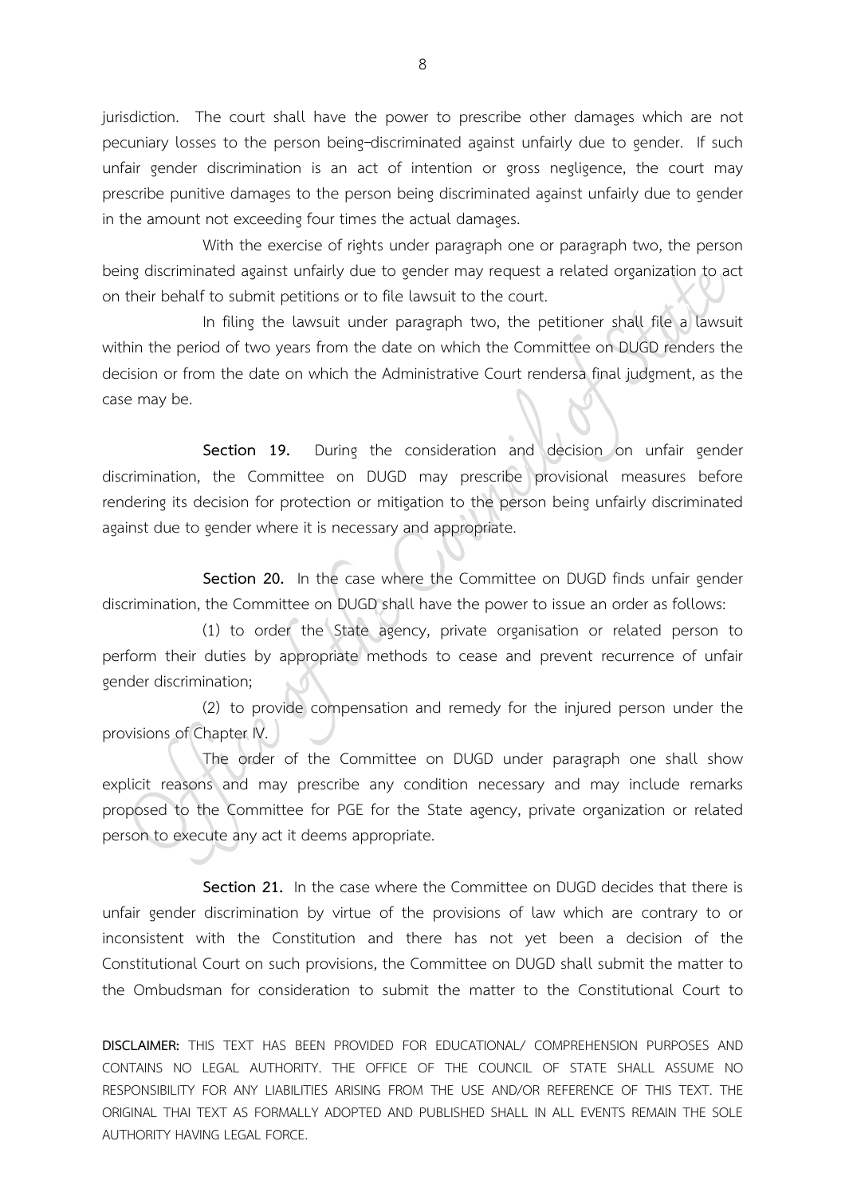jurisdiction. The court shall have the power to prescribe other damages which are not pecuniary losses to the person being–discriminated against unfairly due to gender. If such unfair gender discrimination is an act of intention or gross negligence, the court may prescribe punitive damages to the person being discriminated against unfairly due to gender in the amount not exceeding four times the actual damages.

With the exercise of rights under paragraph one or paragraph two, the person being discriminated against unfairly due to gender may request a related organization to act on their behalf to submit petitions or to file lawsuit to the court.

In filing the lawsuit under paragraph two, the petitioner shall file a lawsuit within the period of two years from the date on which the Committee on DUGD renders the decision or from the date on which the Administrative Court rendersa final judgment, as the case may be.

**Section 19.** During the consideration and decision on unfair gender discrimination, the Committee on DUGD may prescribe provisional measures before rendering its decision for protection or mitigation to the person being unfairly discriminated against due to gender where it is necessary and appropriate.

**Section 20.** In the case where the Committee on DUGD finds unfair gender discrimination, the Committee on DUGD shall have the power to issue an order as follows:

(1) to order the State agency, private organisation or related person to perform their duties by appropriate methods to cease and prevent recurrence of unfair gender discrimination;

(2) to provide compensation and remedy for the injured person under the provisions of Chapter IV.

The order of the Committee on DUGD under paragraph one shall show explicit reasons and may prescribe any condition necessary and may include remarks proposed to the Committee for PGE for the State agency, private organization or related person to execute any act it deems appropriate.

**Section 21.** In the case where the Committee on DUGD decides that there is unfair gender discrimination by virtue of the provisions of law which are contrary to or inconsistent with the Constitution and there has not yet been a decision of the Constitutional Court on such provisions, the Committee on DUGD shall submit the matter to the Ombudsman for consideration to submit the matter to the Constitutional Court to

**DISCLAIMER:** THIS TEXT HAS BEEN PROVIDED FOR EDUCATIONAL/ COMPREHENSION PURPOSES AND CONTAINS NO LEGAL AUTHORITY. THE OFFICE OF THE COUNCIL OF STATE SHALL ASSUME NO RESPONSIBILITY FOR ANY LIABILITIES ARISING FROM THE USE AND/OR REFERENCE OF THIS TEXT. THE ORIGINAL THAI TEXT AS FORMALLY ADOPTED AND PUBLISHED SHALL IN ALL EVENTS REMAIN THE SOLE AUTHORITY HAVING LEGAL FORCE.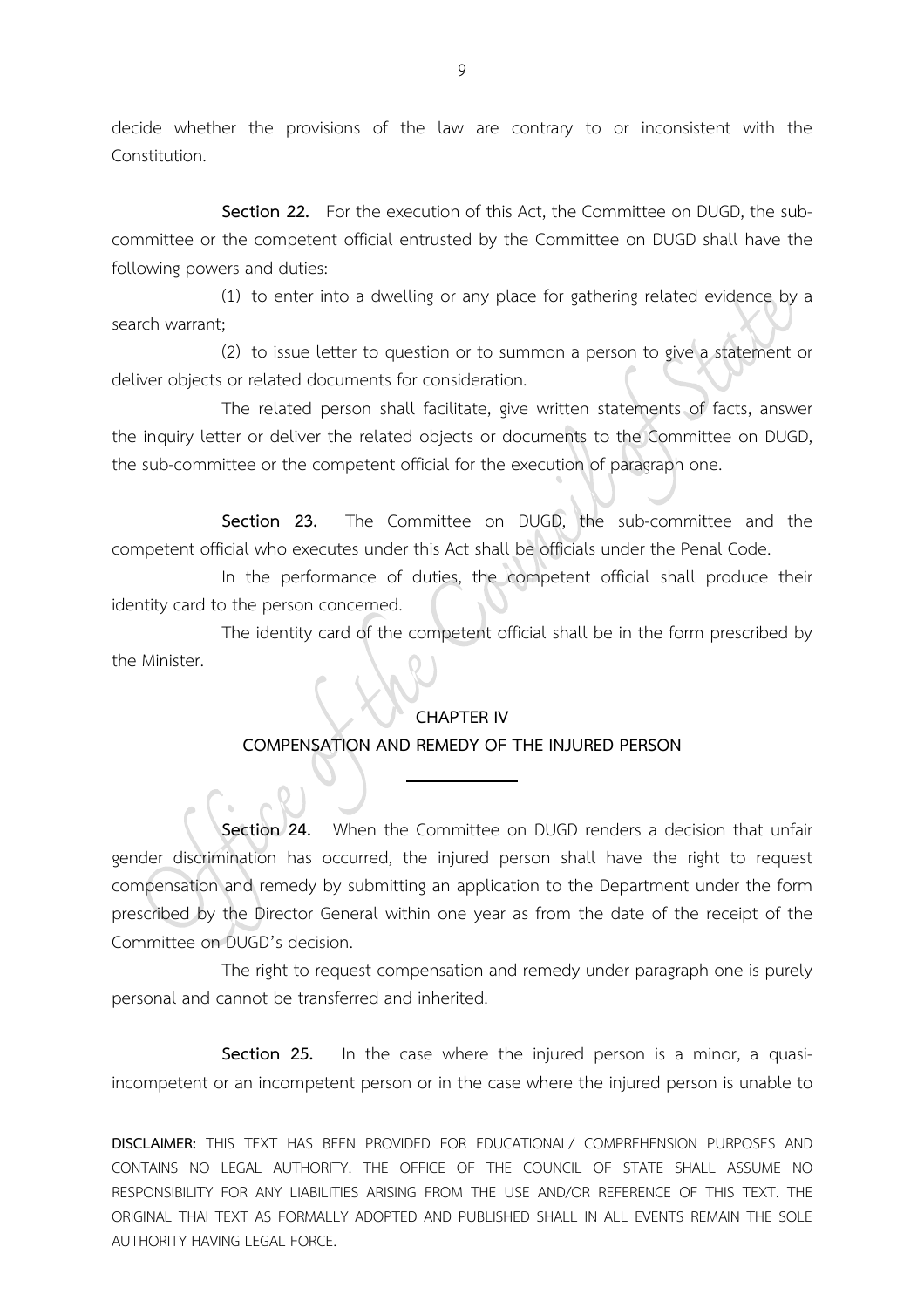decide whether the provisions of the law are contrary to or inconsistent with the Constitution.

**Section 22.** For the execution of this Act, the Committee on DUGD, the sub-committee or the competent official entrusted by the Committee on DUGD shall have the following powers and duties:

(1) to enter into a dwelling or any place for gathering related evidence by a search warrant;

(2) to issue letter to question or to summon a person to give a statement or deliver objects or related documents for consideration.

The related person shall facilitate, give written statements of facts, answer the inquiry letter or deliver the related objects or documents to the Committee on DUGD, the sub-committee or the competent official for the execution of paragraph one.

**Section 23.** The Committee on DUGD, the sub-committee and the competent official who executes under this Act shall be officials under the Penal Code.

In the performance of duties, the competent official shall produce their identity card to the person concerned.

The identity card of the competent official shall be in the form prescribed by the Minister.

## CHAPTER IV
## COMPENSATION AND REMEDY OF THE INJURED PERSON

**Section 24.** When the Committee on DUGD renders a decision that unfair gender discrimination has occurred, the injured person shall have the right to request compensation and remedy by submitting an application to the Department under the form prescribed by the Director General within one year as from the date of the receipt of the Committee on DUGD's decision.

The right to request compensation and remedy under paragraph one is purely personal and cannot be transferred and inherited.

**Section 25.** In the case where the injured person is a minor, a quasi-incompetent or an incompetent person or in the case where the injured person is unable to

**DISCLAIMER:** THIS TEXT HAS BEEN PROVIDED FOR EDUCATIONAL/ COMPREHENSION PURPOSES AND CONTAINS NO LEGAL AUTHORITY. THE OFFICE OF THE COUNCIL OF STATE SHALL ASSUME NO RESPONSIBILITY FOR ANY LIABILITIES ARISING FROM THE USE AND/OR REFERENCE OF THIS TEXT. THE ORIGINAL THAI TEXT AS FORMALLY ADOPTED AND PUBLISHED SHALL IN ALL EVENTS REMAIN THE SOLE AUTHORITY HAVING LEGAL FORCE.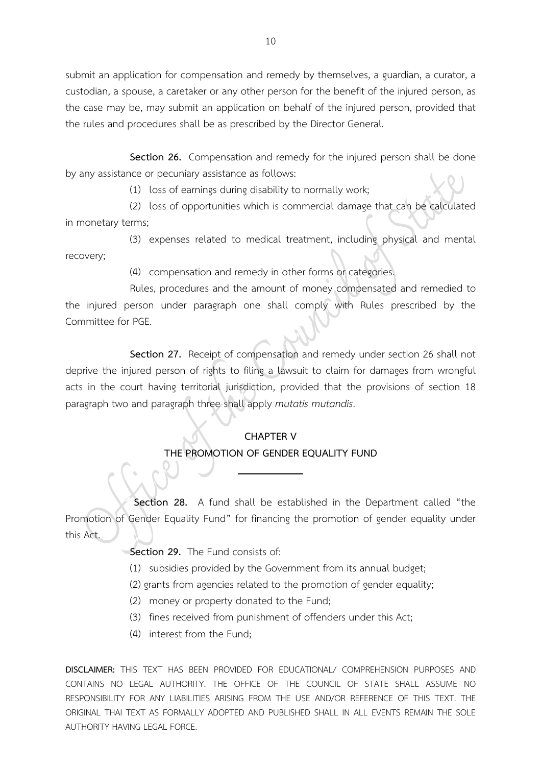submit an application for compensation and remedy by themselves, a guardian, a curator, a custodian, a spouse, a caretaker or any other person for the benefit of the injured person, as the case may be, may submit an application on behalf of the injured person, provided that the rules and procedures shall be as prescribed by the Director General.

**Section 26.** Compensation and remedy for the injured person shall be done by any assistance or pecuniary assistance as follows:

(1) loss of earnings during disability to normally work;

(2) loss of opportunities which is commercial damage that can be calculated in monetary terms;

(3) expenses related to medical treatment, including physical and mental recovery;

(4) compensation and remedy in other forms or categories.

Rules, procedures and the amount of money compensated and remedied to the injured person under paragraph one shall comply with Rules prescribed by the Committee for PGE.

**Section 27.** Receipt of compensation and remedy under section 26 shall not deprive the injured person of rights to filing a lawsuit to claim for damages from wrongful acts in the court having territorial jurisdiction, provided that the provisions of section 18 paragraph two and paragraph three shall apply *mutatis mutandis*.

## CHAPTER V
## THE PROMOTION OF GENDER EQUALITY FUND

**Section 28.** A fund shall be established in the Department called "the Promotion of Gender Equality Fund" for financing the promotion of gender equality under this Act.

**Section 29.** The Fund consists of:

(1) subsidies provided by the Government from its annual budget;

(2) grants from agencies related to the promotion of gender equality;

(2) money or property donated to the Fund;

(3) fines received from punishment of offenders under this Act;

(4) interest from the Fund;

**DISCLAIMER:** THIS TEXT HAS BEEN PROVIDED FOR EDUCATIONAL/ COMPREHENSION PURPOSES AND CONTAINS NO LEGAL AUTHORITY. THE OFFICE OF THE COUNCIL OF STATE SHALL ASSUME NO RESPONSIBILITY FOR ANY LIABILITIES ARISING FROM THE USE AND/OR REFERENCE OF THIS TEXT. THE ORIGINAL THAI TEXT AS FORMALLY ADOPTED AND PUBLISHED SHALL IN ALL EVENTS REMAIN THE SOLE AUTHORITY HAVING LEGAL FORCE.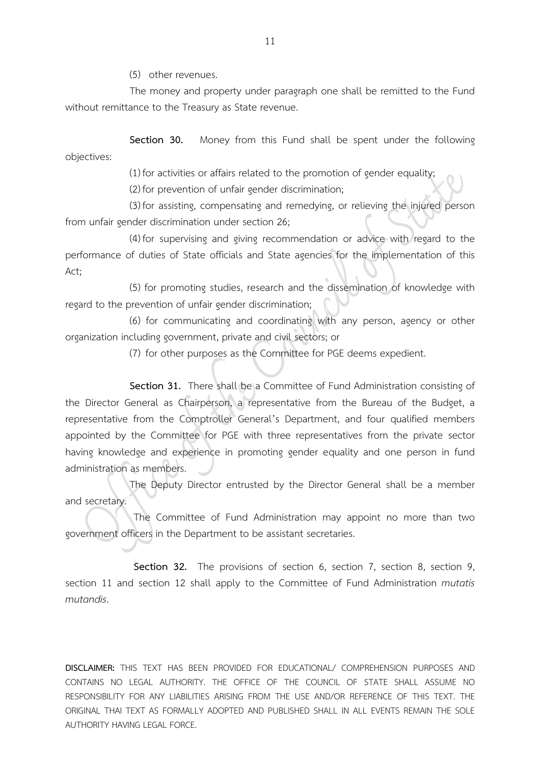(5) other revenues.

The money and property under paragraph one shall be remitted to the Fund without remittance to the Treasury as State revenue.

**Section 30.** Money from this Fund shall be spent under the following objectives:

(1) for activities or affairs related to the promotion of gender equality;

(2) for prevention of unfair gender discrimination;

(3) for assisting, compensating and remedying, or relieving the injured person from unfair gender discrimination under section 26;

(4) for supervising and giving recommendation or advice with regard to the performance of duties of State officials and State agencies for the implementation of this Act;

(5) for promoting studies, research and the dissemination of knowledge with regard to the prevention of unfair gender discrimination;

(6) for communicating and coordinating with any person, agency or other organization including government, private and civil sectors; or

(7) for other purposes as the Committee for PGE deems expedient.

**Section 31.** There shall be a Committee of Fund Administration consisting of the Director General as Chairperson, a representative from the Bureau of the Budget, a representative from the Comptroller General's Department, and four qualified members appointed by the Committee for PGE with three representatives from the private sector having knowledge and experience in promoting gender equality and one person in fund administration as members.

The Deputy Director entrusted by the Director General shall be a member and secretary.

The Committee of Fund Administration may appoint no more than two government officers in the Department to be assistant secretaries.

**Section 32.** The provisions of section 6, section 7, section 8, section 9, section 11 and section 12 shall apply to the Committee of Fund Administration *mutatis mutandis*.

**DISCLAIMER:** THIS TEXT HAS BEEN PROVIDED FOR EDUCATIONAL/ COMPREHENSION PURPOSES AND CONTAINS NO LEGAL AUTHORITY. THE OFFICE OF THE COUNCIL OF STATE SHALL ASSUME NO RESPONSIBILITY FOR ANY LIABILITIES ARISING FROM THE USE AND/OR REFERENCE OF THIS TEXT. THE ORIGINAL THAI TEXT AS FORMALLY ADOPTED AND PUBLISHED SHALL IN ALL EVENTS REMAIN THE SOLE AUTHORITY HAVING LEGAL FORCE.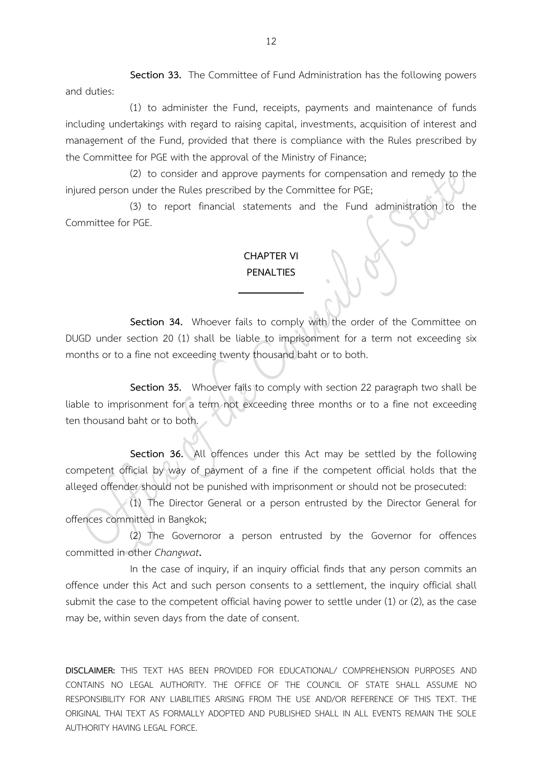**Section 33.** The Committee of Fund Administration has the following powers and duties:

(1) to administer the Fund, receipts, payments and maintenance of funds including undertakings with regard to raising capital, investments, acquisition of interest and management of the Fund, provided that there is compliance with the Rules prescribed by the Committee for PGE with the approval of the Ministry of Finance;

(2) to consider and approve payments for compensation and remedy to the injured person under the Rules prescribed by the Committee for PGE;

(3) to report financial statements and the Fund administration to the Committee for PGE.

## CHAPTER VI
## PENALTIES

**Section 34.** Whoever fails to comply with the order of the Committee on DUGD under section 20 (1) shall be liable to imprisonment for a term not exceeding six months or to a fine not exceeding twenty thousand baht or to both.

**Section 35.** Whoever fails to comply with section 22 paragraph two shall be liable to imprisonment for a term not exceeding three months or to a fine not exceeding ten thousand baht or to both.

**Section 36.** All offences under this Act may be settled by the following competent official by way of payment of a fine if the competent official holds that the alleged offender should not be punished with imprisonment or should not be prosecuted:

(1) The Director General or a person entrusted by the Director General for offences committed in Bangkok;

(2) The Governoror a person entrusted by the Governor for offences committed in other *Changwat*.

In the case of inquiry, if an inquiry official finds that any person commits an offence under this Act and such person consents to a settlement, the inquiry official shall submit the case to the competent official having power to settle under (1) or (2), as the case may be, within seven days from the date of consent.

**DISCLAIMER:** THIS TEXT HAS BEEN PROVIDED FOR EDUCATIONAL/ COMPREHENSION PURPOSES AND CONTAINS NO LEGAL AUTHORITY. THE OFFICE OF THE COUNCIL OF STATE SHALL ASSUME NO RESPONSIBILITY FOR ANY LIABILITIES ARISING FROM THE USE AND/OR REFERENCE OF THIS TEXT. THE ORIGINAL THAI TEXT AS FORMALLY ADOPTED AND PUBLISHED SHALL IN ALL EVENTS REMAIN THE SOLE AUTHORITY HAVING LEGAL FORCE.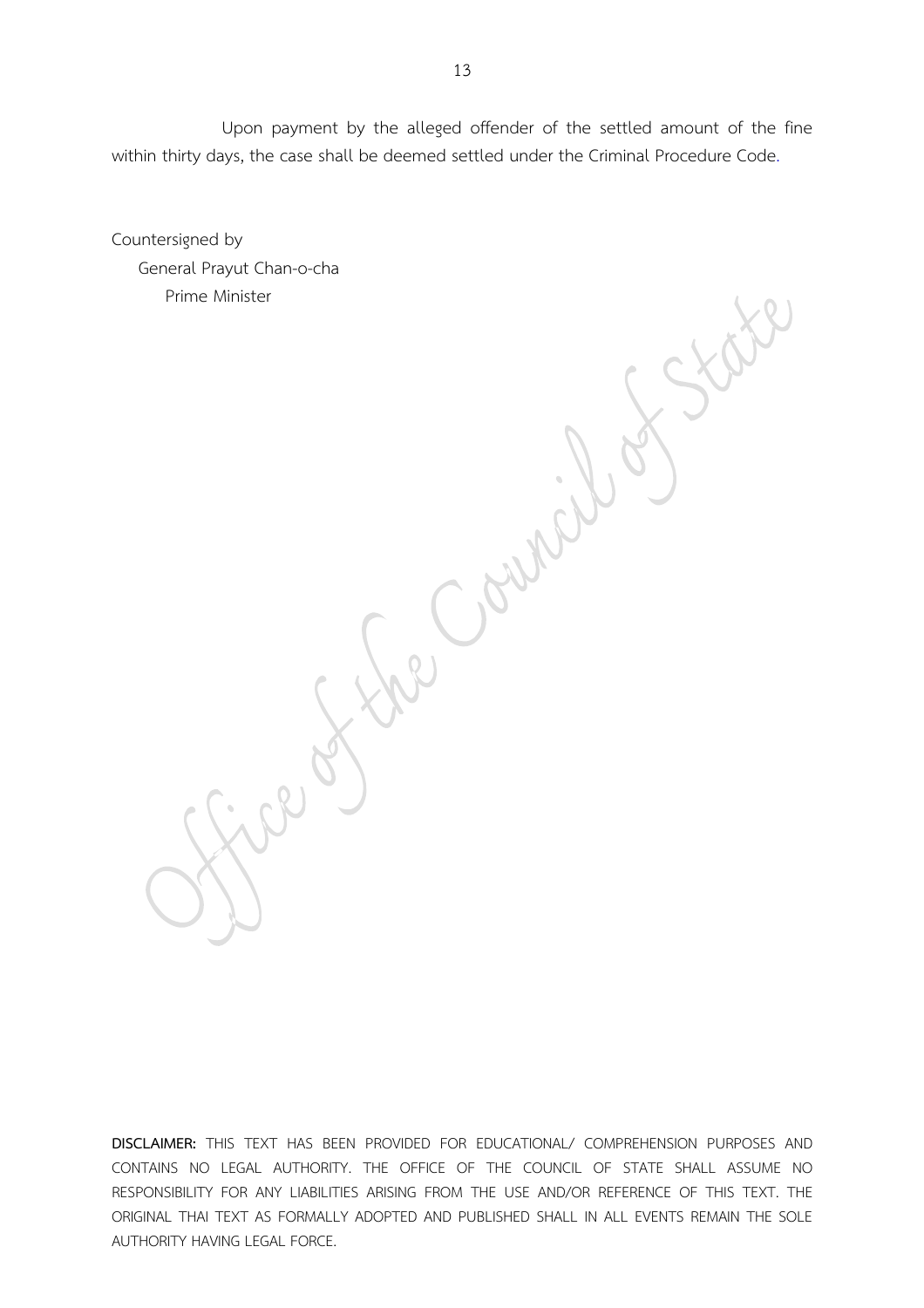Upon payment by the alleged offender of the settled amount of the fine within thirty days, the case shall be deemed settled under the Criminal Procedure Code.

Countersigned by
General Prayut Chan-o-cha
Prime Minister

**DISCLAIMER:** THIS TEXT HAS BEEN PROVIDED FOR EDUCATIONAL/ COMPREHENSION PURPOSES AND CONTAINS NO LEGAL AUTHORITY. THE OFFICE OF THE COUNCIL OF STATE SHALL ASSUME NO RESPONSIBILITY FOR ANY LIABILITIES ARISING FROM THE USE AND/OR REFERENCE OF THIS TEXT. THE ORIGINAL THAI TEXT AS FORMALLY ADOPTED AND PUBLISHED SHALL IN ALL EVENTS REMAIN THE SOLE AUTHORITY HAVING LEGAL FORCE.